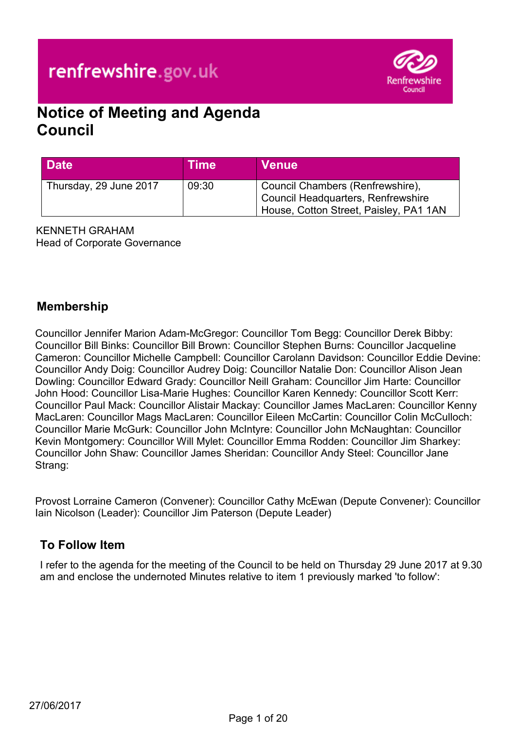renfrewshire.gov.uk

Renfrewshire Council

# Notice of Meeting and Agenda
# Council

| Date | Time | Venue |
| --- | --- | --- |
| Thursday, 29 June 2017 | 09:30 | Council Chambers (Renfrewshire), Council Headquarters, Renfrewshire House, Cotton Street, Paisley, PA1 1AN |

KENNETH GRAHAM
Head of Corporate Governance

## Membership

Councillor Jennifer Marion Adam-McGregor: Councillor Tom Begg: Councillor Derek Bibby: Councillor Bill Binks: Councillor Bill Brown: Councillor Stephen Burns: Councillor Jacqueline Cameron: Councillor Michelle Campbell: Councillor Carolann Davidson: Councillor Eddie Devine: Councillor Andy Doig: Councillor Audrey Doig: Councillor Natalie Don: Councillor Alison Jean Dowling: Councillor Edward Grady: Councillor Neill Graham: Councillor Jim Harte: Councillor John Hood: Councillor Lisa-Marie Hughes: Councillor Karen Kennedy: Councillor Scott Kerr: Councillor Paul Mack: Councillor Alistair Mackay: Councillor James MacLaren: Councillor Kenny MacLaren: Councillor Mags MacLaren: Councillor Eileen McCartin: Councillor Colin McCulloch: Councillor Marie McGurk: Councillor John McIntyre: Councillor John McNaughtan: Councillor Kevin Montgomery: Councillor Will Mylet: Councillor Emma Rodden: Councillor Jim Sharkey: Councillor John Shaw: Councillor James Sheridan: Councillor Andy Steel: Councillor Jane Strang:

Provost Lorraine Cameron (Convener): Councillor Cathy McEwan (Depute Convener): Councillor Iain Nicolson (Leader): Councillor Jim Paterson (Depute Leader)

## To Follow Item

I refer to the agenda for the meeting of the Council to be held on Thursday 29 June 2017 at 9.30 am and enclose the undernoted Minutes relative to item 1 previously marked 'to follow':

27/06/2017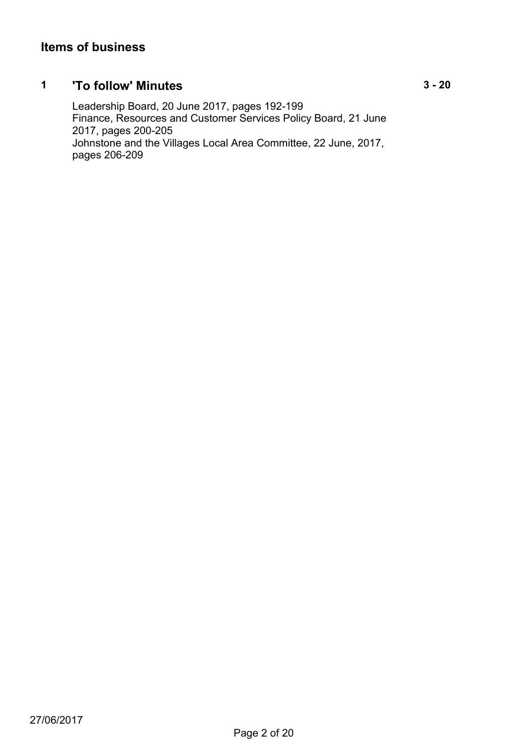## Items of business

### 1 'To follow' Minutes — 3 - 20

Leadership Board, 20 June 2017, pages 192-199
Finance, Resources and Customer Services Policy Board, 21 June 2017, pages 200-205
Johnstone and the Villages Local Area Committee, 22 June, 2017, pages 206-209

27/06/2017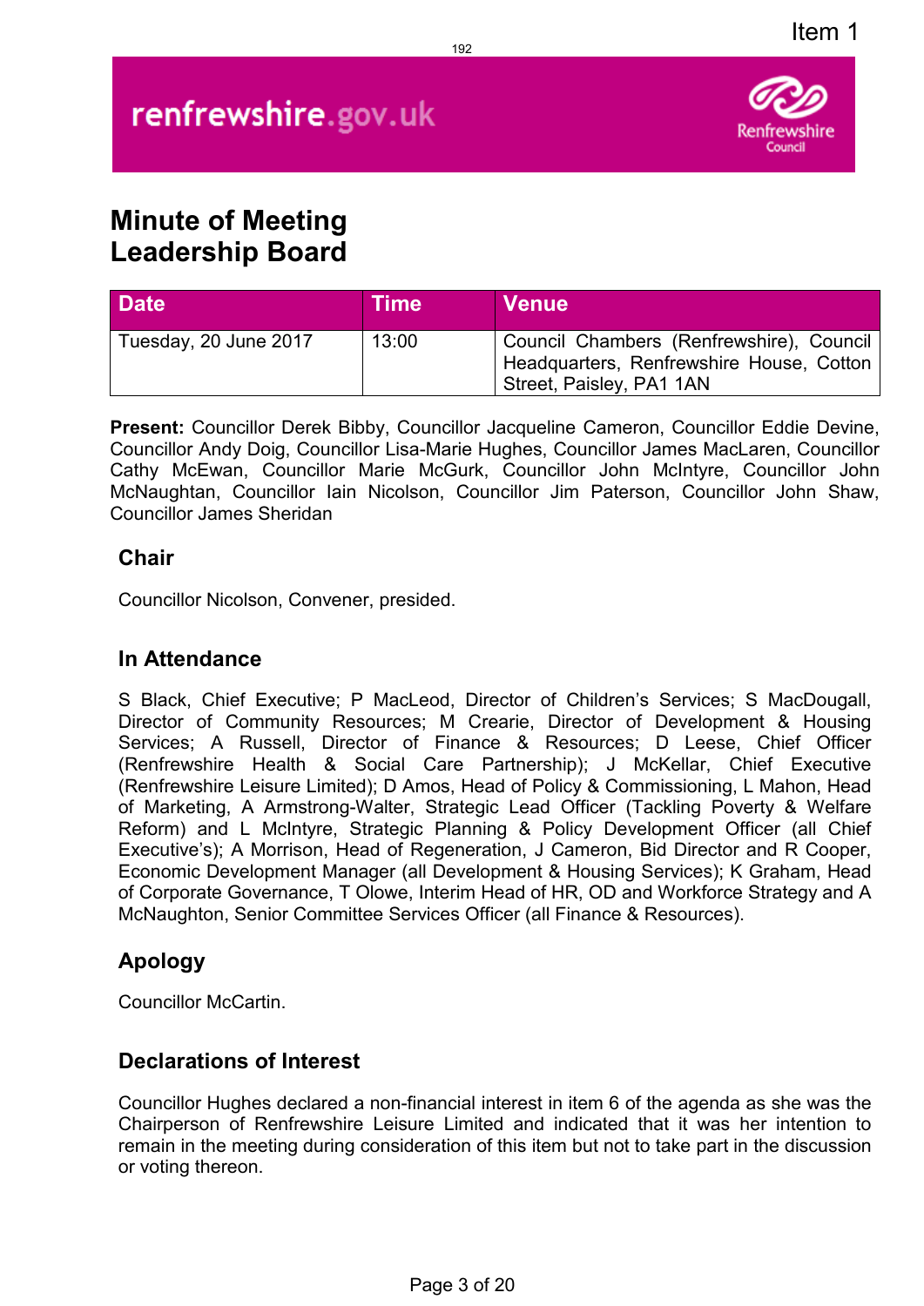Item 1

renfrewshire.gov.uk

# Minute of Meeting
# Leadership Board

| Date | Time | Venue |
|---|---|---|
| Tuesday, 20 June 2017 | 13:00 | Council Chambers (Renfrewshire), Council Headquarters, Renfrewshire House, Cotton Street, Paisley, PA1 1AN |

**Present:** Councillor Derek Bibby, Councillor Jacqueline Cameron, Councillor Eddie Devine, Councillor Andy Doig, Councillor Lisa-Marie Hughes, Councillor James MacLaren, Councillor Cathy McEwan, Councillor Marie McGurk, Councillor John McIntyre, Councillor John McNaughtan, Councillor Iain Nicolson, Councillor Jim Paterson, Councillor John Shaw, Councillor James Sheridan

## Chair

Councillor Nicolson, Convener, presided.

## In Attendance

S Black, Chief Executive; P MacLeod, Director of Children's Services; S MacDougall, Director of Community Resources; M Crearie, Director of Development & Housing Services; A Russell, Director of Finance & Resources; D Leese, Chief Officer (Renfrewshire Health & Social Care Partnership); J McKellar, Chief Executive (Renfrewshire Leisure Limited); D Amos, Head of Policy & Commissioning, L Mahon, Head of Marketing, A Armstrong-Walter, Strategic Lead Officer (Tackling Poverty & Welfare Reform) and L McIntyre, Strategic Planning & Policy Development Officer (all Chief Executive's); A Morrison, Head of Regeneration, J Cameron, Bid Director and R Cooper, Economic Development Manager (all Development & Housing Services); K Graham, Head of Corporate Governance, T Olowe, Interim Head of HR, OD and Workforce Strategy and A McNaughton, Senior Committee Services Officer (all Finance & Resources).

## Apology

Councillor McCartin.

## Declarations of Interest

Councillor Hughes declared a non-financial interest in item 6 of the agenda as she was the Chairperson of Renfrewshire Leisure Limited and indicated that it was her intention to remain in the meeting during consideration of this item but not to take part in the discussion or voting thereon.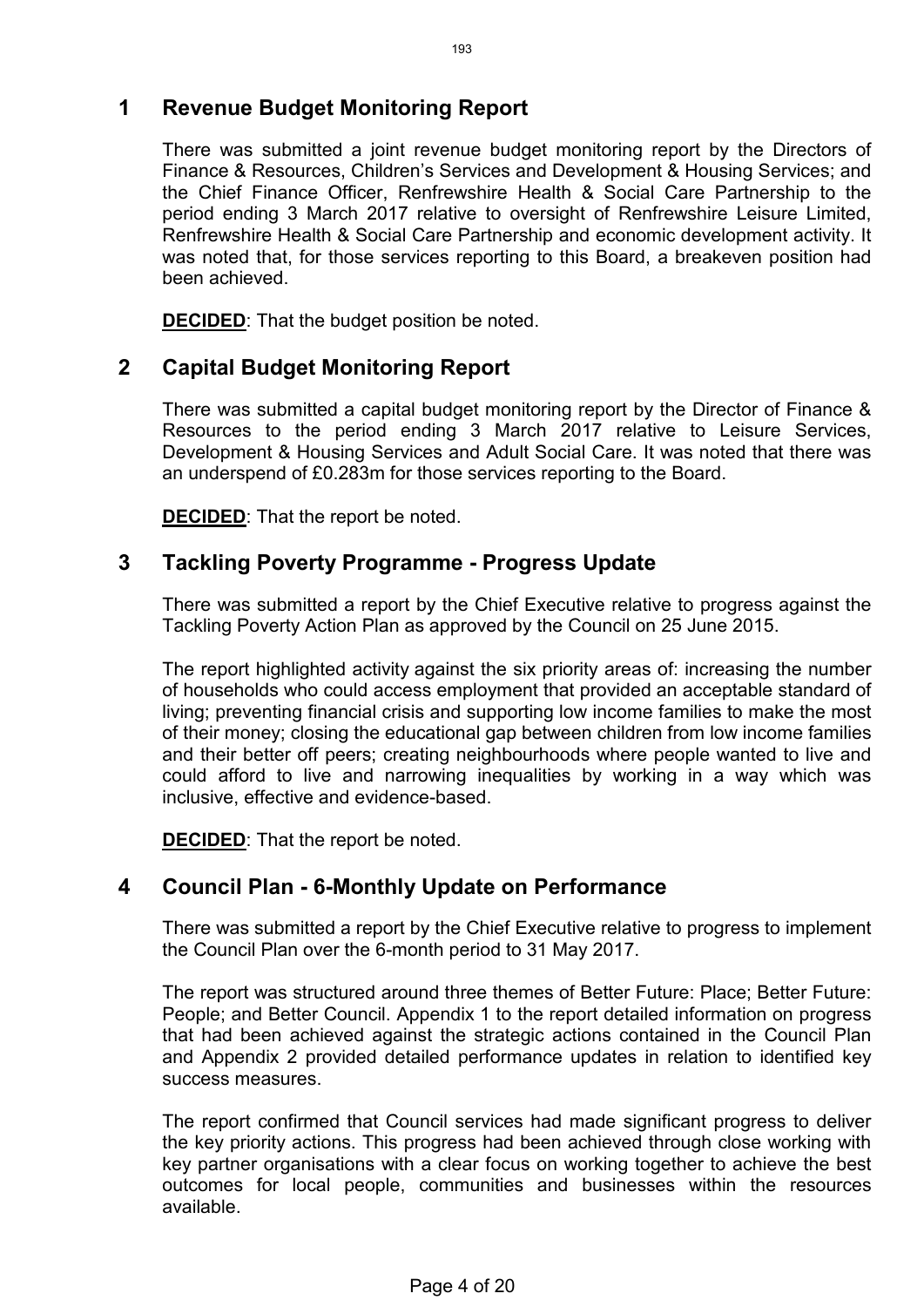## 1 Revenue Budget Monitoring Report

There was submitted a joint revenue budget monitoring report by the Directors of Finance & Resources, Children's Services and Development & Housing Services; and the Chief Finance Officer, Renfrewshire Health & Social Care Partnership to the period ending 3 March 2017 relative to oversight of Renfrewshire Leisure Limited, Renfrewshire Health & Social Care Partnership and economic development activity. It was noted that, for those services reporting to this Board, a breakeven position had been achieved.

**DECIDED**: That the budget position be noted.

## 2 Capital Budget Monitoring Report

There was submitted a capital budget monitoring report by the Director of Finance & Resources to the period ending 3 March 2017 relative to Leisure Services, Development & Housing Services and Adult Social Care. It was noted that there was an underspend of £0.283m for those services reporting to the Board.

**DECIDED**: That the report be noted.

## 3 Tackling Poverty Programme - Progress Update

There was submitted a report by the Chief Executive relative to progress against the Tackling Poverty Action Plan as approved by the Council on 25 June 2015.

The report highlighted activity against the six priority areas of: increasing the number of households who could access employment that provided an acceptable standard of living; preventing financial crisis and supporting low income families to make the most of their money; closing the educational gap between children from low income families and their better off peers; creating neighbourhoods where people wanted to live and could afford to live and narrowing inequalities by working in a way which was inclusive, effective and evidence-based.

**DECIDED**: That the report be noted.

## 4 Council Plan - 6-Monthly Update on Performance

There was submitted a report by the Chief Executive relative to progress to implement the Council Plan over the 6-month period to 31 May 2017.

The report was structured around three themes of Better Future: Place; Better Future: People; and Better Council. Appendix 1 to the report detailed information on progress that had been achieved against the strategic actions contained in the Council Plan and Appendix 2 provided detailed performance updates in relation to identified key success measures.

The report confirmed that Council services had made significant progress to deliver the key priority actions. This progress had been achieved through close working with key partner organisations with a clear focus on working together to achieve the best outcomes for local people, communities and businesses within the resources available.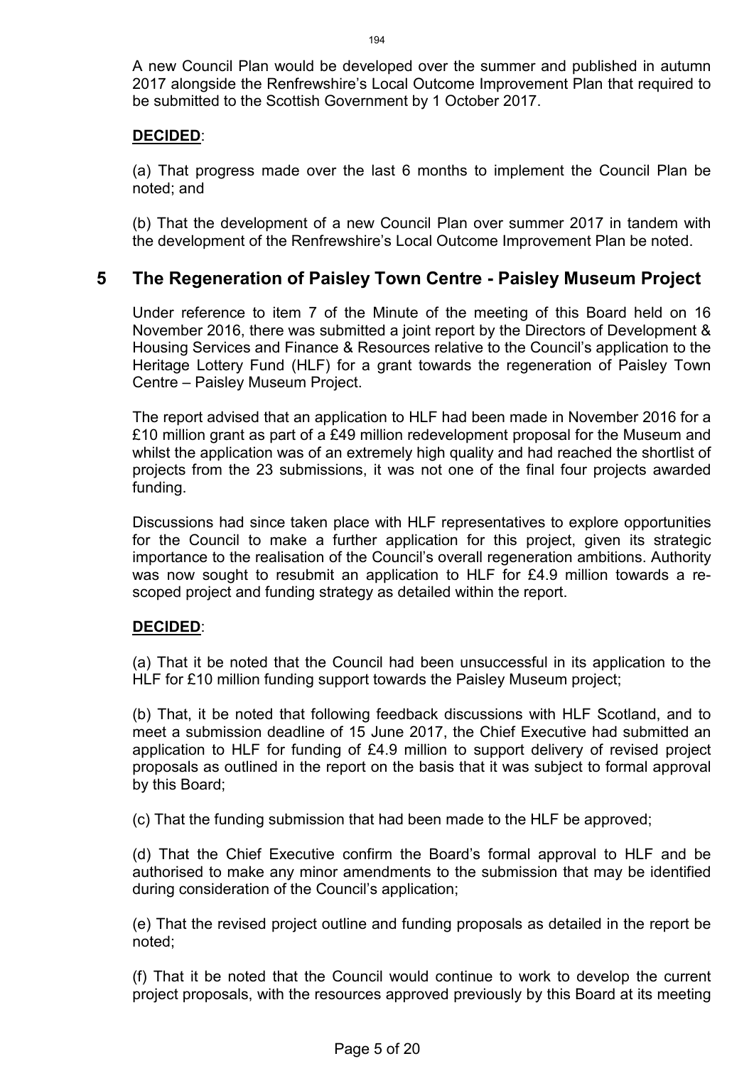A new Council Plan would be developed over the summer and published in autumn 2017 alongside the Renfrewshire's Local Outcome Improvement Plan that required to be submitted to the Scottish Government by 1 October 2017.

**DECIDED**:

(a) That progress made over the last 6 months to implement the Council Plan be noted; and

(b) That the development of a new Council Plan over summer 2017 in tandem with the development of the Renfrewshire's Local Outcome Improvement Plan be noted.

## 5 The Regeneration of Paisley Town Centre - Paisley Museum Project

Under reference to item 7 of the Minute of the meeting of this Board held on 16 November 2016, there was submitted a joint report by the Directors of Development & Housing Services and Finance & Resources relative to the Council's application to the Heritage Lottery Fund (HLF) for a grant towards the regeneration of Paisley Town Centre – Paisley Museum Project.

The report advised that an application to HLF had been made in November 2016 for a £10 million grant as part of a £49 million redevelopment proposal for the Museum and whilst the application was of an extremely high quality and had reached the shortlist of projects from the 23 submissions, it was not one of the final four projects awarded funding.

Discussions had since taken place with HLF representatives to explore opportunities for the Council to make a further application for this project, given its strategic importance to the realisation of the Council's overall regeneration ambitions. Authority was now sought to resubmit an application to HLF for £4.9 million towards a re-scoped project and funding strategy as detailed within the report.

**DECIDED**:

(a) That it be noted that the Council had been unsuccessful in its application to the HLF for £10 million funding support towards the Paisley Museum project;

(b) That, it be noted that following feedback discussions with HLF Scotland, and to meet a submission deadline of 15 June 2017, the Chief Executive had submitted an application to HLF for funding of £4.9 million to support delivery of revised project proposals as outlined in the report on the basis that it was subject to formal approval by this Board;

(c) That the funding submission that had been made to the HLF be approved;

(d) That the Chief Executive confirm the Board's formal approval to HLF and be authorised to make any minor amendments to the submission that may be identified during consideration of the Council's application;

(e) That the revised project outline and funding proposals as detailed in the report be noted;

(f) That it be noted that the Council would continue to work to develop the current project proposals, with the resources approved previously by this Board at its meeting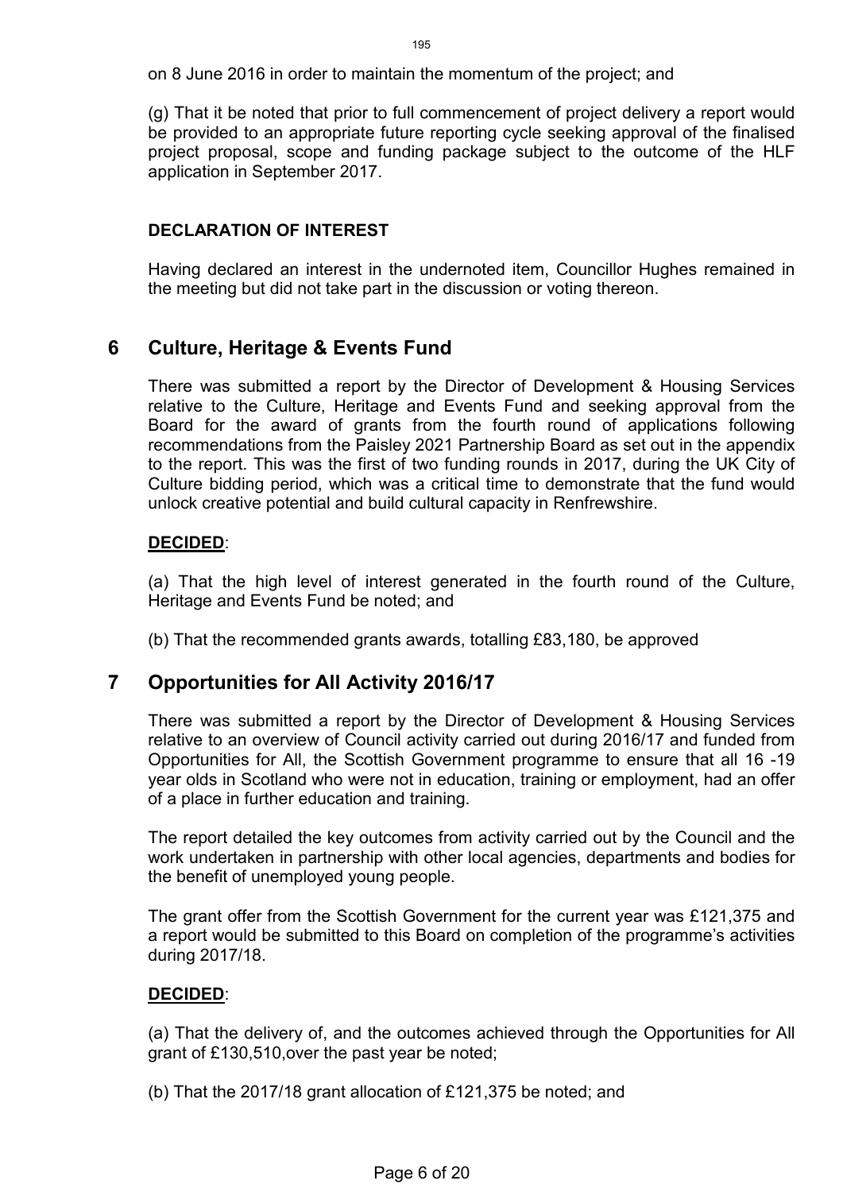on 8 June 2016 in order to maintain the momentum of the project; and

(g) That it be noted that prior to full commencement of project delivery a report would be provided to an appropriate future reporting cycle seeking approval of the finalised project proposal, scope and funding package subject to the outcome of the HLF application in September 2017.

**DECLARATION OF INTEREST**

Having declared an interest in the undernoted item, Councillor Hughes remained in the meeting but did not take part in the discussion or voting thereon.

## 6 Culture, Heritage & Events Fund

There was submitted a report by the Director of Development & Housing Services relative to the Culture, Heritage and Events Fund and seeking approval from the Board for the award of grants from the fourth round of applications following recommendations from the Paisley 2021 Partnership Board as set out in the appendix to the report. This was the first of two funding rounds in 2017, during the UK City of Culture bidding period, which was a critical time to demonstrate that the fund would unlock creative potential and build cultural capacity in Renfrewshire.

**DECIDED**:

(a) That the high level of interest generated in the fourth round of the Culture, Heritage and Events Fund be noted; and

(b) That the recommended grants awards, totalling £83,180, be approved

## 7 Opportunities for All Activity 2016/17

There was submitted a report by the Director of Development & Housing Services relative to an overview of Council activity carried out during 2016/17 and funded from Opportunities for All, the Scottish Government programme to ensure that all 16 -19 year olds in Scotland who were not in education, training or employment, had an offer of a place in further education and training.

The report detailed the key outcomes from activity carried out by the Council and the work undertaken in partnership with other local agencies, departments and bodies for the benefit of unemployed young people.

The grant offer from the Scottish Government for the current year was £121,375 and a report would be submitted to this Board on completion of the programme's activities during 2017/18.

**DECIDED**:

(a) That the delivery of, and the outcomes achieved through the Opportunities for All grant of £130,510,over the past year be noted;

(b) That the 2017/18 grant allocation of £121,375 be noted; and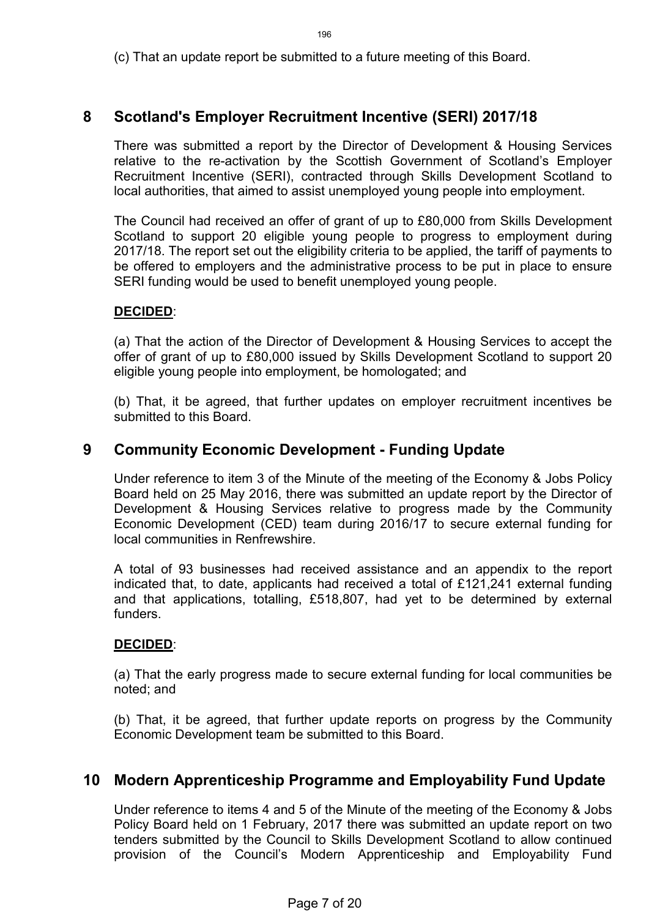(c) That an update report be submitted to a future meeting of this Board.

## 8 Scotland's Employer Recruitment Incentive (SERI) 2017/18

There was submitted a report by the Director of Development & Housing Services relative to the re-activation by the Scottish Government of Scotland's Employer Recruitment Incentive (SERI), contracted through Skills Development Scotland to local authorities, that aimed to assist unemployed young people into employment.

The Council had received an offer of grant of up to £80,000 from Skills Development Scotland to support 20 eligible young people to progress to employment during 2017/18. The report set out the eligibility criteria to be applied, the tariff of payments to be offered to employers and the administrative process to be put in place to ensure SERI funding would be used to benefit unemployed young people.

**DECIDED**:

(a) That the action of the Director of Development & Housing Services to accept the offer of grant of up to £80,000 issued by Skills Development Scotland to support 20 eligible young people into employment, be homologated; and

(b) That, it be agreed, that further updates on employer recruitment incentives be submitted to this Board.

## 9 Community Economic Development - Funding Update

Under reference to item 3 of the Minute of the meeting of the Economy & Jobs Policy Board held on 25 May 2016, there was submitted an update report by the Director of Development & Housing Services relative to progress made by the Community Economic Development (CED) team during 2016/17 to secure external funding for local communities in Renfrewshire.

A total of 93 businesses had received assistance and an appendix to the report indicated that, to date, applicants had received a total of £121,241 external funding and that applications, totalling, £518,807, had yet to be determined by external funders.

**DECIDED**:

(a) That the early progress made to secure external funding for local communities be noted; and

(b) That, it be agreed, that further update reports on progress by the Community Economic Development team be submitted to this Board.

## 10 Modern Apprenticeship Programme and Employability Fund Update

Under reference to items 4 and 5 of the Minute of the meeting of the Economy & Jobs Policy Board held on 1 February, 2017 there was submitted an update report on two tenders submitted by the Council to Skills Development Scotland to allow continued provision of the Council's Modern Apprenticeship and Employability Fund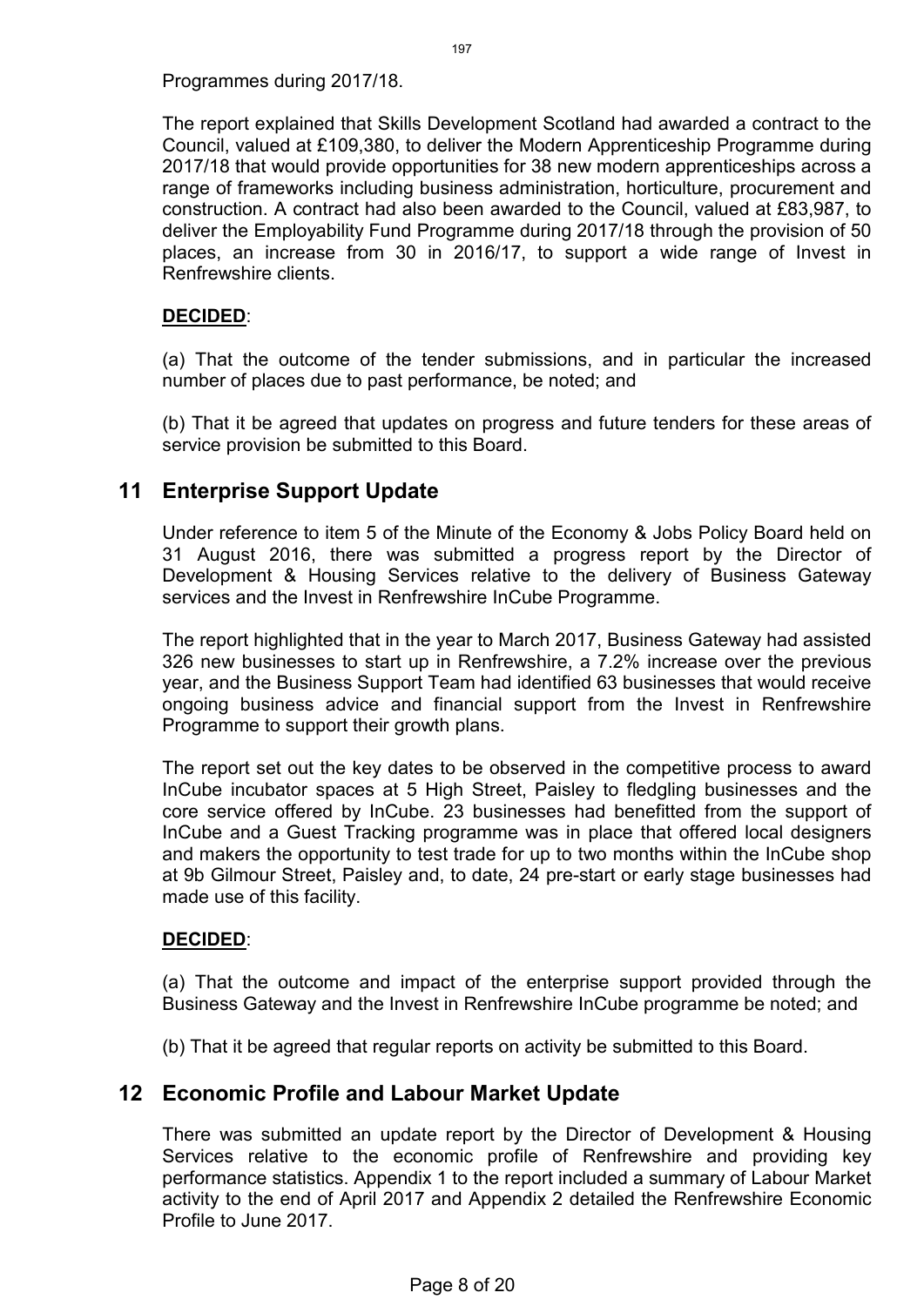Programmes during 2017/18.

The report explained that Skills Development Scotland had awarded a contract to the Council, valued at £109,380, to deliver the Modern Apprenticeship Programme during 2017/18 that would provide opportunities for 38 new modern apprenticeships across a range of frameworks including business administration, horticulture, procurement and construction. A contract had also been awarded to the Council, valued at £83,987, to deliver the Employability Fund Programme during 2017/18 through the provision of 50 places, an increase from 30 in 2016/17, to support a wide range of Invest in Renfrewshire clients.

**DECIDED**:

(a) That the outcome of the tender submissions, and in particular the increased number of places due to past performance, be noted; and

(b) That it be agreed that updates on progress and future tenders for these areas of service provision be submitted to this Board.

## 11 Enterprise Support Update

Under reference to item 5 of the Minute of the Economy & Jobs Policy Board held on 31 August 2016, there was submitted a progress report by the Director of Development & Housing Services relative to the delivery of Business Gateway services and the Invest in Renfrewshire InCube Programme.

The report highlighted that in the year to March 2017, Business Gateway had assisted 326 new businesses to start up in Renfrewshire, a 7.2% increase over the previous year, and the Business Support Team had identified 63 businesses that would receive ongoing business advice and financial support from the Invest in Renfrewshire Programme to support their growth plans.

The report set out the key dates to be observed in the competitive process to award InCube incubator spaces at 5 High Street, Paisley to fledgling businesses and the core service offered by InCube. 23 businesses had benefitted from the support of InCube and a Guest Tracking programme was in place that offered local designers and makers the opportunity to test trade for up to two months within the InCube shop at 9b Gilmour Street, Paisley and, to date, 24 pre-start or early stage businesses had made use of this facility.

**DECIDED**:

(a) That the outcome and impact of the enterprise support provided through the Business Gateway and the Invest in Renfrewshire InCube programme be noted; and

(b) That it be agreed that regular reports on activity be submitted to this Board.

## 12 Economic Profile and Labour Market Update

There was submitted an update report by the Director of Development & Housing Services relative to the economic profile of Renfrewshire and providing key performance statistics. Appendix 1 to the report included a summary of Labour Market activity to the end of April 2017 and Appendix 2 detailed the Renfrewshire Economic Profile to June 2017.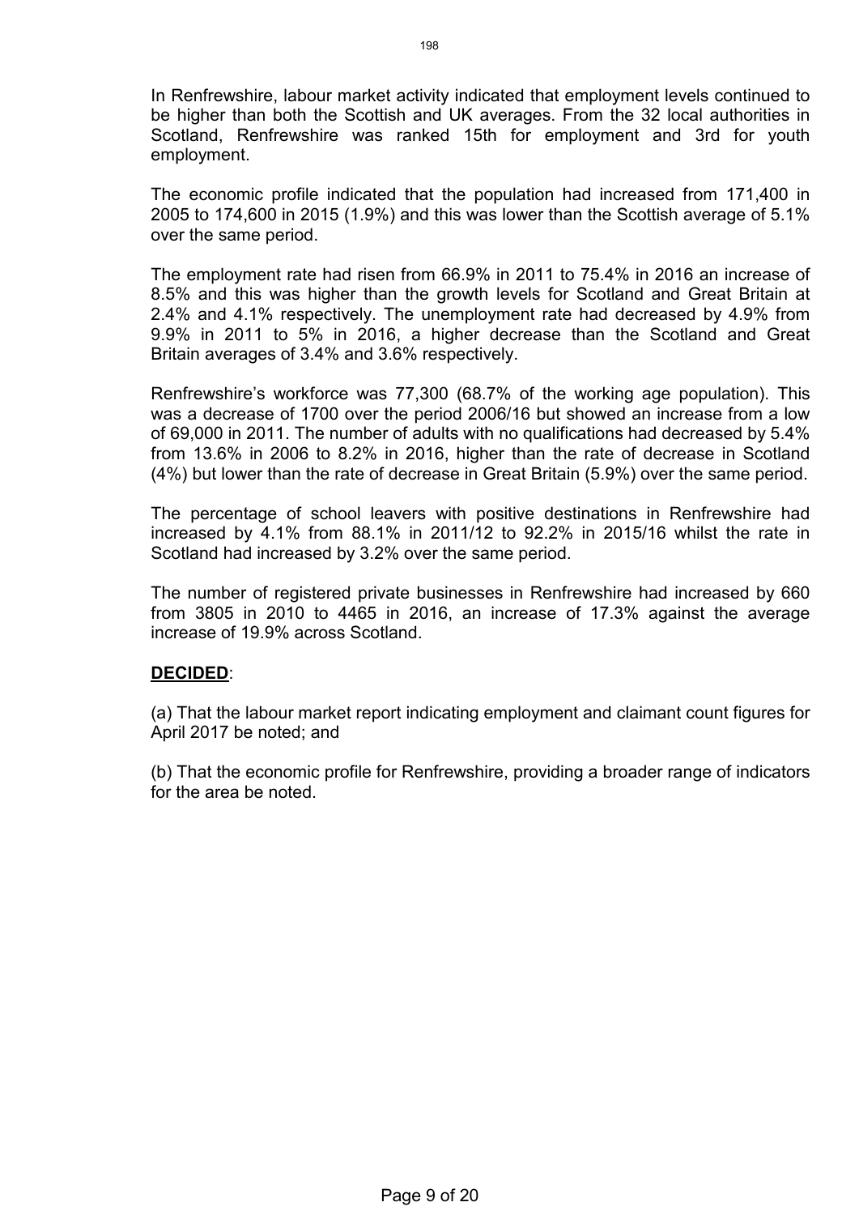In Renfrewshire, labour market activity indicated that employment levels continued to be higher than both the Scottish and UK averages. From the 32 local authorities in Scotland, Renfrewshire was ranked 15th for employment and 3rd for youth employment.

The economic profile indicated that the population had increased from 171,400 in 2005 to 174,600 in 2015 (1.9%) and this was lower than the Scottish average of 5.1% over the same period.

The employment rate had risen from 66.9% in 2011 to 75.4% in 2016 an increase of 8.5% and this was higher than the growth levels for Scotland and Great Britain at 2.4% and 4.1% respectively. The unemployment rate had decreased by 4.9% from 9.9% in 2011 to 5% in 2016, a higher decrease than the Scotland and Great Britain averages of 3.4% and 3.6% respectively.

Renfrewshire's workforce was 77,300 (68.7% of the working age population). This was a decrease of 1700 over the period 2006/16 but showed an increase from a low of 69,000 in 2011. The number of adults with no qualifications had decreased by 5.4% from 13.6% in 2006 to 8.2% in 2016, higher than the rate of decrease in Scotland (4%) but lower than the rate of decrease in Great Britain (5.9%) over the same period.

The percentage of school leavers with positive destinations in Renfrewshire had increased by 4.1% from 88.1% in 2011/12 to 92.2% in 2015/16 whilst the rate in Scotland had increased by 3.2% over the same period.

The number of registered private businesses in Renfrewshire had increased by 660 from 3805 in 2010 to 4465 in 2016, an increase of 17.3% against the average increase of 19.9% across Scotland.

**DECIDED**:

(a) That the labour market report indicating employment and claimant count figures for April 2017 be noted; and

(b) That the economic profile for Renfrewshire, providing a broader range of indicators for the area be noted.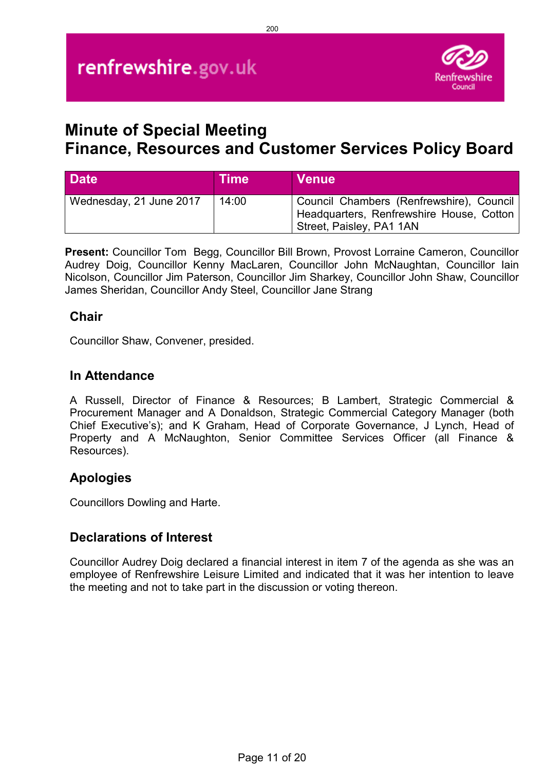# Minute of Special Meeting
# Finance, Resources and Customer Services Policy Board

| Date | Time | Venue |
|---|---|---|
| Wednesday, 21 June 2017 | 14:00 | Council Chambers (Renfrewshire), Council Headquarters, Renfrewshire House, Cotton Street, Paisley, PA1 1AN |

**Present:** Councillor Tom Begg, Councillor Bill Brown, Provost Lorraine Cameron, Councillor Audrey Doig, Councillor Kenny MacLaren, Councillor John McNaughtan, Councillor Iain Nicolson, Councillor Jim Paterson, Councillor Jim Sharkey, Councillor John Shaw, Councillor James Sheridan, Councillor Andy Steel, Councillor Jane Strang

## Chair

Councillor Shaw, Convener, presided.

## In Attendance

A Russell, Director of Finance & Resources; B Lambert, Strategic Commercial & Procurement Manager and A Donaldson, Strategic Commercial Category Manager (both Chief Executive's); and K Graham, Head of Corporate Governance, J Lynch, Head of Property and A McNaughton, Senior Committee Services Officer (all Finance & Resources).

## Apologies

Councillors Dowling and Harte.

## Declarations of Interest

Councillor Audrey Doig declared a financial interest in item 7 of the agenda as she was an employee of Renfrewshire Leisure Limited and indicated that it was her intention to leave the meeting and not to take part in the discussion or voting thereon.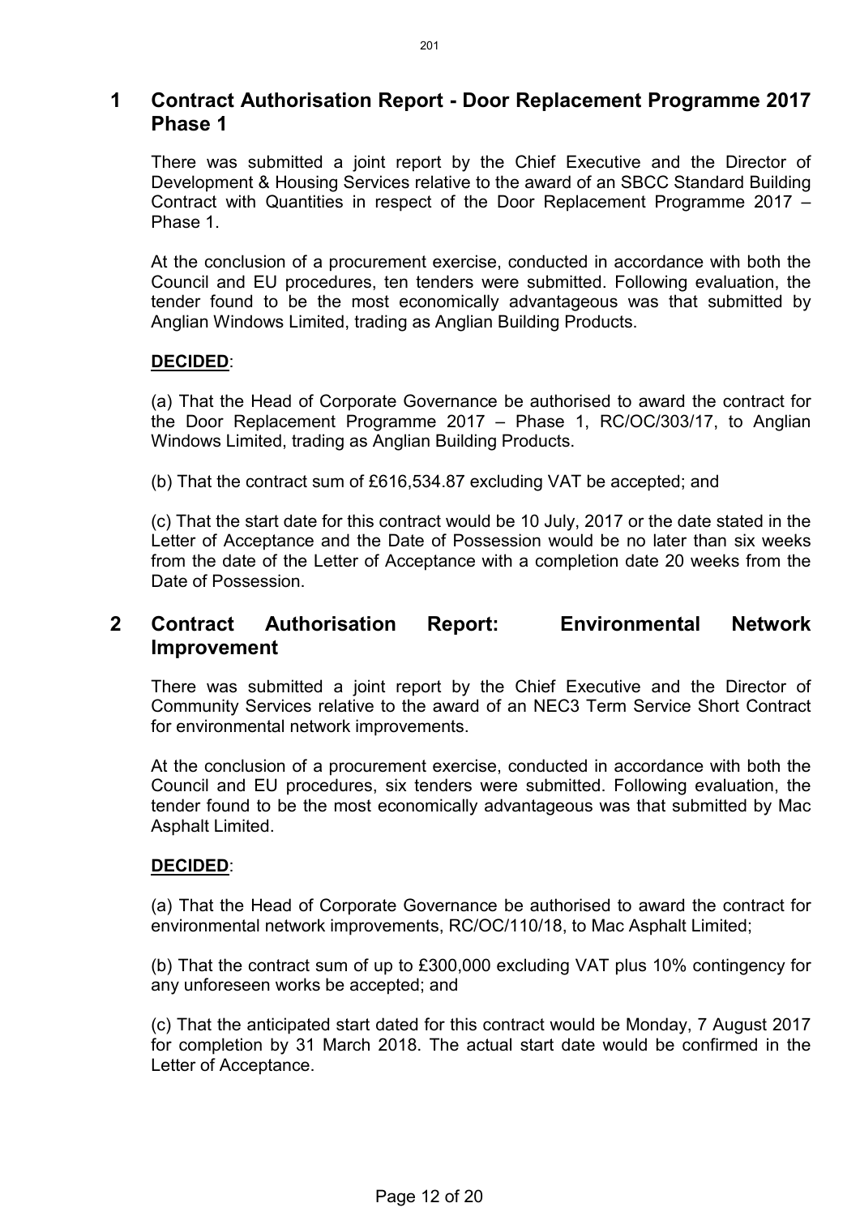## 1 Contract Authorisation Report - Door Replacement Programme 2017 Phase 1

There was submitted a joint report by the Chief Executive and the Director of Development & Housing Services relative to the award of an SBCC Standard Building Contract with Quantities in respect of the Door Replacement Programme 2017 – Phase 1.

At the conclusion of a procurement exercise, conducted in accordance with both the Council and EU procedures, ten tenders were submitted. Following evaluation, the tender found to be the most economically advantageous was that submitted by Anglian Windows Limited, trading as Anglian Building Products.

**DECIDED**:

(a) That the Head of Corporate Governance be authorised to award the contract for the Door Replacement Programme 2017 – Phase 1, RC/OC/303/17, to Anglian Windows Limited, trading as Anglian Building Products.

(b) That the contract sum of £616,534.87 excluding VAT be accepted; and

(c) That the start date for this contract would be 10 July, 2017 or the date stated in the Letter of Acceptance and the Date of Possession would be no later than six weeks from the date of the Letter of Acceptance with a completion date 20 weeks from the Date of Possession.

## 2 Contract Authorisation Report: Environmental Network Improvement

There was submitted a joint report by the Chief Executive and the Director of Community Services relative to the award of an NEC3 Term Service Short Contract for environmental network improvements.

At the conclusion of a procurement exercise, conducted in accordance with both the Council and EU procedures, six tenders were submitted. Following evaluation, the tender found to be the most economically advantageous was that submitted by Mac Asphalt Limited.

**DECIDED**:

(a) That the Head of Corporate Governance be authorised to award the contract for environmental network improvements, RC/OC/110/18, to Mac Asphalt Limited;

(b) That the contract sum of up to £300,000 excluding VAT plus 10% contingency for any unforeseen works be accepted; and

(c) That the anticipated start dated for this contract would be Monday, 7 August 2017 for completion by 31 March 2018. The actual start date would be confirmed in the Letter of Acceptance.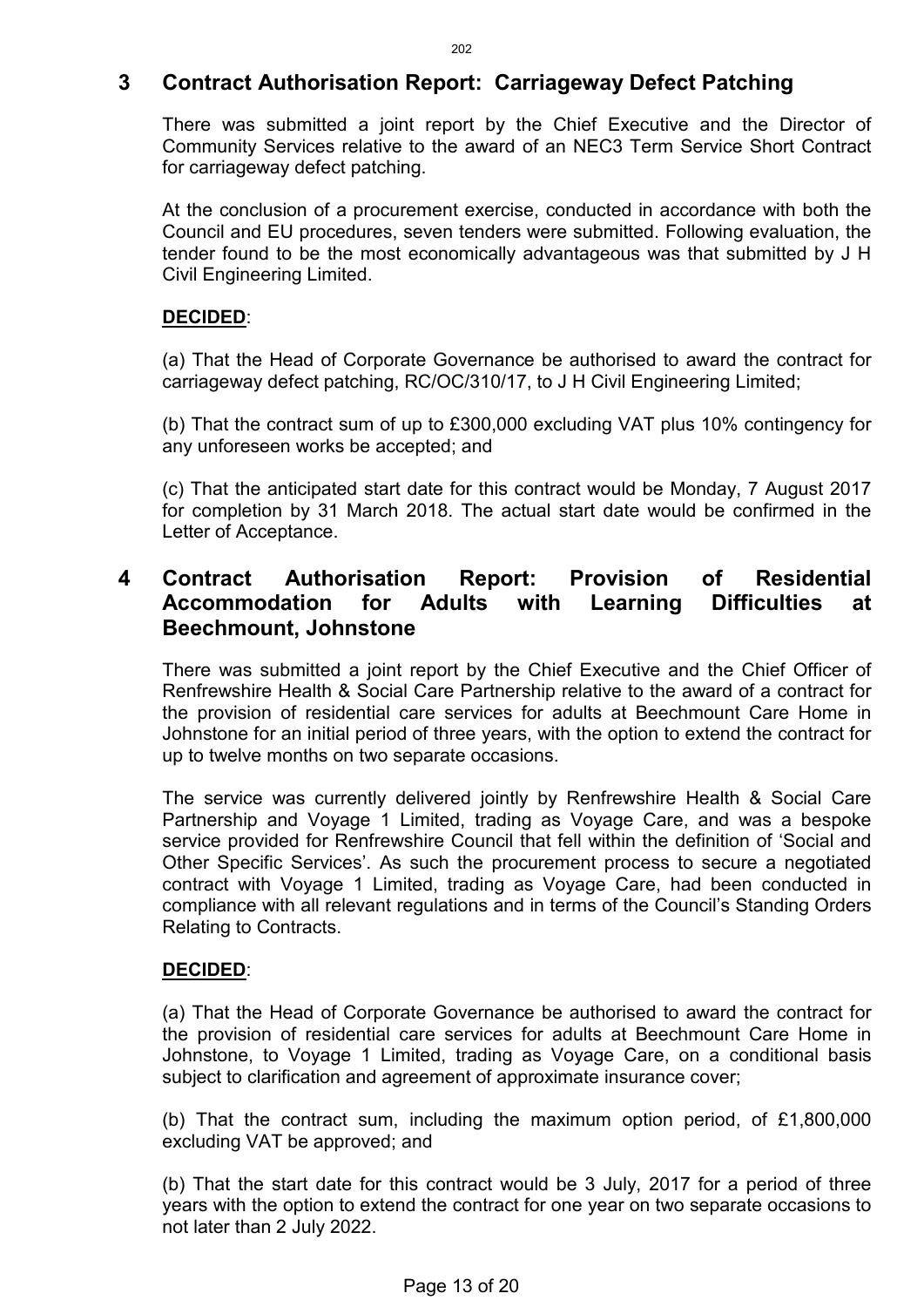## 3 Contract Authorisation Report: Carriageway Defect Patching

There was submitted a joint report by the Chief Executive and the Director of Community Services relative to the award of an NEC3 Term Service Short Contract for carriageway defect patching.

At the conclusion of a procurement exercise, conducted in accordance with both the Council and EU procedures, seven tenders were submitted. Following evaluation, the tender found to be the most economically advantageous was that submitted by J H Civil Engineering Limited.

**DECIDED**:

(a) That the Head of Corporate Governance be authorised to award the contract for carriageway defect patching, RC/OC/310/17, to J H Civil Engineering Limited;

(b) That the contract sum of up to £300,000 excluding VAT plus 10% contingency for any unforeseen works be accepted; and

(c) That the anticipated start date for this contract would be Monday, 7 August 2017 for completion by 31 March 2018. The actual start date would be confirmed in the Letter of Acceptance.

## 4 Contract Authorisation Report: Provision of Residential Accommodation for Adults with Learning Difficulties at Beechmount, Johnstone

There was submitted a joint report by the Chief Executive and the Chief Officer of Renfrewshire Health & Social Care Partnership relative to the award of a contract for the provision of residential care services for adults at Beechmount Care Home in Johnstone for an initial period of three years, with the option to extend the contract for up to twelve months on two separate occasions.

The service was currently delivered jointly by Renfrewshire Health & Social Care Partnership and Voyage 1 Limited, trading as Voyage Care, and was a bespoke service provided for Renfrewshire Council that fell within the definition of 'Social and Other Specific Services'. As such the procurement process to secure a negotiated contract with Voyage 1 Limited, trading as Voyage Care, had been conducted in compliance with all relevant regulations and in terms of the Council's Standing Orders Relating to Contracts.

**DECIDED**:

(a) That the Head of Corporate Governance be authorised to award the contract for the provision of residential care services for adults at Beechmount Care Home in Johnstone, to Voyage 1 Limited, trading as Voyage Care, on a conditional basis subject to clarification and agreement of approximate insurance cover;

(b) That the contract sum, including the maximum option period, of £1,800,000 excluding VAT be approved; and

(b) That the start date for this contract would be 3 July, 2017 for a period of three years with the option to extend the contract for one year on two separate occasions to not later than 2 July 2022.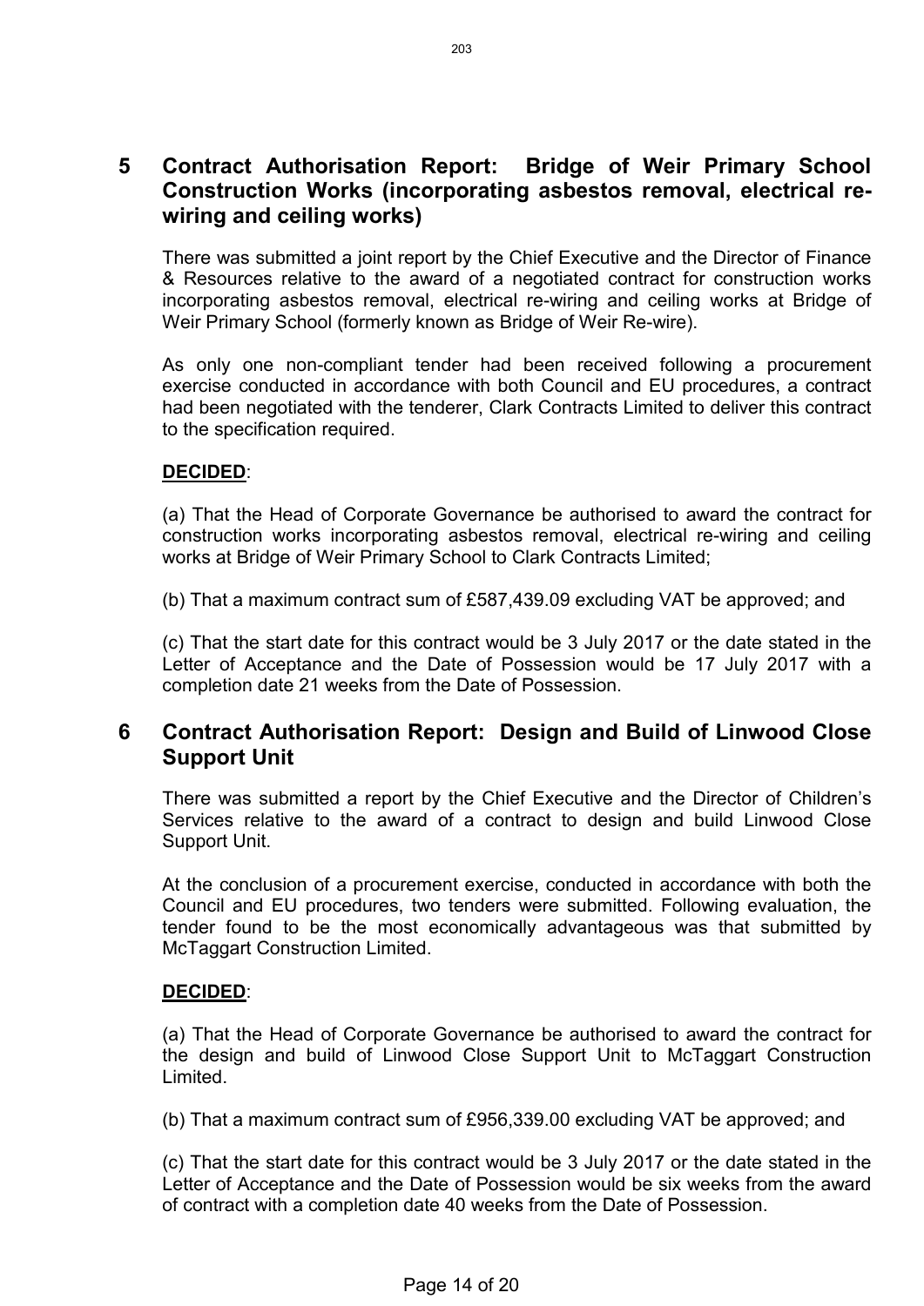## 5 Contract Authorisation Report: Bridge of Weir Primary School Construction Works (incorporating asbestos removal, electrical re-wiring and ceiling works)

There was submitted a joint report by the Chief Executive and the Director of Finance & Resources relative to the award of a negotiated contract for construction works incorporating asbestos removal, electrical re-wiring and ceiling works at Bridge of Weir Primary School (formerly known as Bridge of Weir Re-wire).

As only one non-compliant tender had been received following a procurement exercise conducted in accordance with both Council and EU procedures, a contract had been negotiated with the tenderer, Clark Contracts Limited to deliver this contract to the specification required.

**DECIDED**:

(a) That the Head of Corporate Governance be authorised to award the contract for construction works incorporating asbestos removal, electrical re-wiring and ceiling works at Bridge of Weir Primary School to Clark Contracts Limited;

(b) That a maximum contract sum of £587,439.09 excluding VAT be approved; and

(c) That the start date for this contract would be 3 July 2017 or the date stated in the Letter of Acceptance and the Date of Possession would be 17 July 2017 with a completion date 21 weeks from the Date of Possession.

## 6 Contract Authorisation Report: Design and Build of Linwood Close Support Unit

There was submitted a report by the Chief Executive and the Director of Children's Services relative to the award of a contract to design and build Linwood Close Support Unit.

At the conclusion of a procurement exercise, conducted in accordance with both the Council and EU procedures, two tenders were submitted. Following evaluation, the tender found to be the most economically advantageous was that submitted by McTaggart Construction Limited.

**DECIDED**:

(a) That the Head of Corporate Governance be authorised to award the contract for the design and build of Linwood Close Support Unit to McTaggart Construction Limited.

(b) That a maximum contract sum of £956,339.00 excluding VAT be approved; and

(c) That the start date for this contract would be 3 July 2017 or the date stated in the Letter of Acceptance and the Date of Possession would be six weeks from the award of contract with a completion date 40 weeks from the Date of Possession.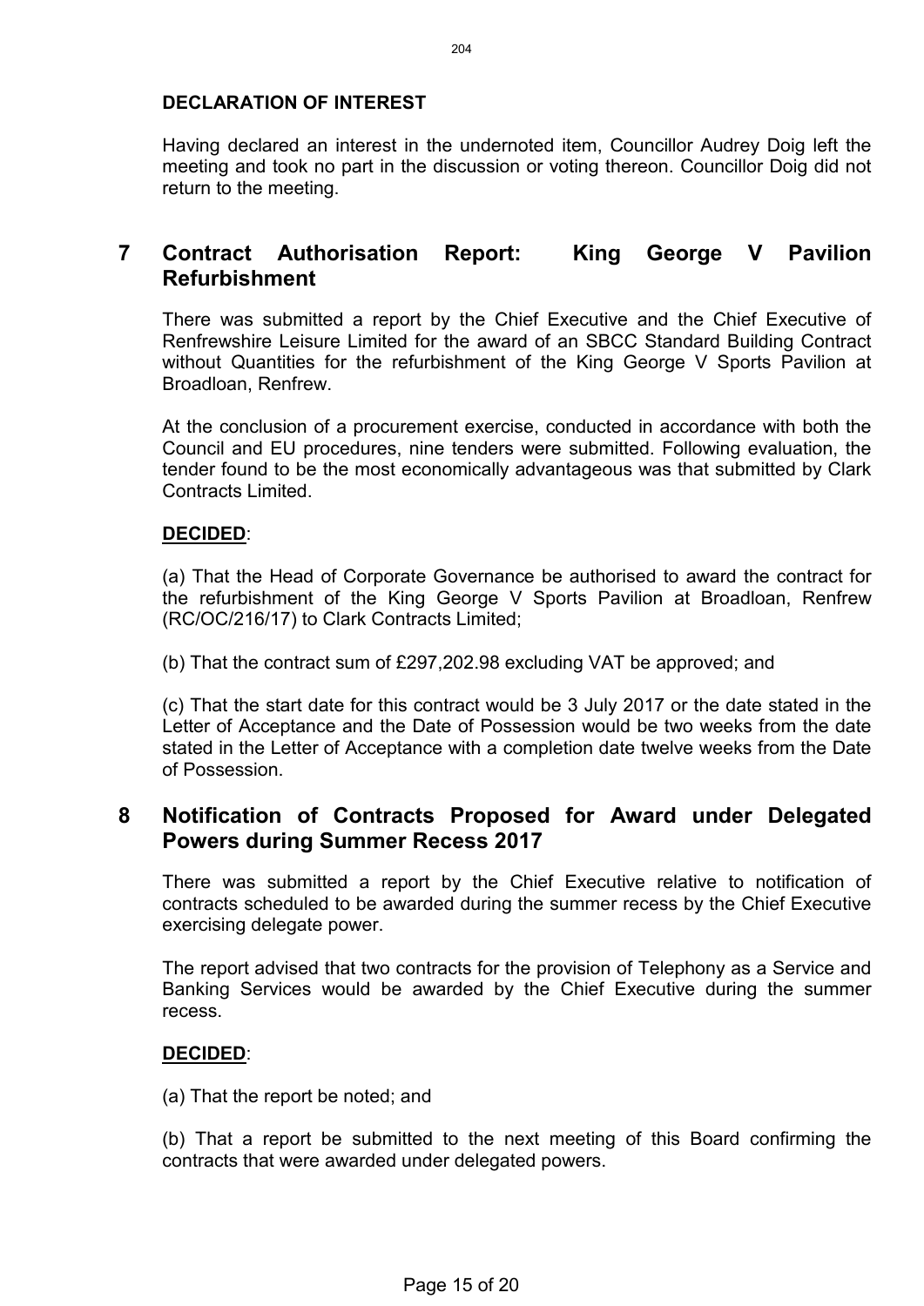**DECLARATION OF INTEREST**

Having declared an interest in the undernoted item, Councillor Audrey Doig left the meeting and took no part in the discussion or voting thereon. Councillor Doig did not return to the meeting.

## 7 Contract Authorisation Report: King George V Pavilion Refurbishment

There was submitted a report by the Chief Executive and the Chief Executive of Renfrewshire Leisure Limited for the award of an SBCC Standard Building Contract without Quantities for the refurbishment of the King George V Sports Pavilion at Broadloan, Renfrew.

At the conclusion of a procurement exercise, conducted in accordance with both the Council and EU procedures, nine tenders were submitted. Following evaluation, the tender found to be the most economically advantageous was that submitted by Clark Contracts Limited.

**DECIDED**:

(a) That the Head of Corporate Governance be authorised to award the contract for the refurbishment of the King George V Sports Pavilion at Broadloan, Renfrew (RC/OC/216/17) to Clark Contracts Limited;

(b) That the contract sum of £297,202.98 excluding VAT be approved; and

(c) That the start date for this contract would be 3 July 2017 or the date stated in the Letter of Acceptance and the Date of Possession would be two weeks from the date stated in the Letter of Acceptance with a completion date twelve weeks from the Date of Possession.

## 8 Notification of Contracts Proposed for Award under Delegated Powers during Summer Recess 2017

There was submitted a report by the Chief Executive relative to notification of contracts scheduled to be awarded during the summer recess by the Chief Executive exercising delegate power.

The report advised that two contracts for the provision of Telephony as a Service and Banking Services would be awarded by the Chief Executive during the summer recess.

**DECIDED**:

(a) That the report be noted; and

(b) That a report be submitted to the next meeting of this Board confirming the contracts that were awarded under delegated powers.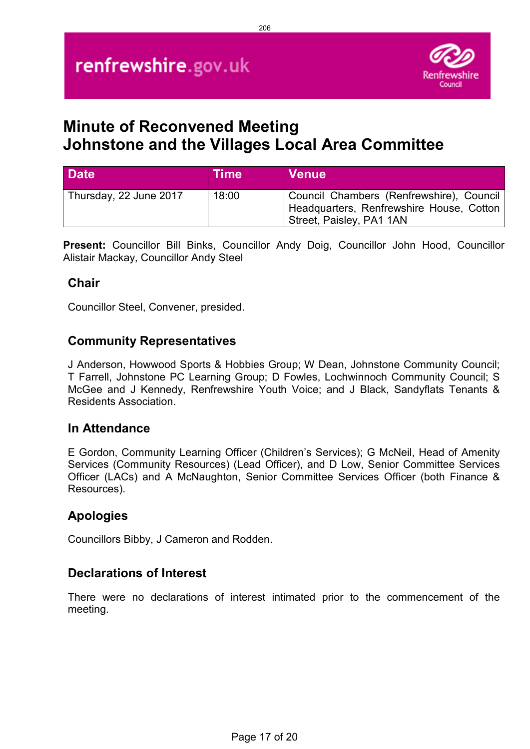# Minute of Reconvened Meeting
# Johnstone and the Villages Local Area Committee

| Date | Time | Venue |
|---|---|---|
| Thursday, 22 June 2017 | 18:00 | Council Chambers (Renfrewshire), Council Headquarters, Renfrewshire House, Cotton Street, Paisley, PA1 1AN |

**Present:** Councillor Bill Binks, Councillor Andy Doig, Councillor John Hood, Councillor Alistair Mackay, Councillor Andy Steel

## Chair

Councillor Steel, Convener, presided.

## Community Representatives

J Anderson, Howwood Sports & Hobbies Group; W Dean, Johnstone Community Council; T Farrell, Johnstone PC Learning Group; D Fowles, Lochwinnoch Community Council; S McGee and J Kennedy, Renfrewshire Youth Voice; and J Black, Sandyflats Tenants & Residents Association.

## In Attendance

E Gordon, Community Learning Officer (Children's Services); G McNeil, Head of Amenity Services (Community Resources) (Lead Officer), and D Low, Senior Committee Services Officer (LACs) and A McNaughton, Senior Committee Services Officer (both Finance & Resources).

## Apologies

Councillors Bibby, J Cameron and Rodden.

## Declarations of Interest

There were no declarations of interest intimated prior to the commencement of the meeting.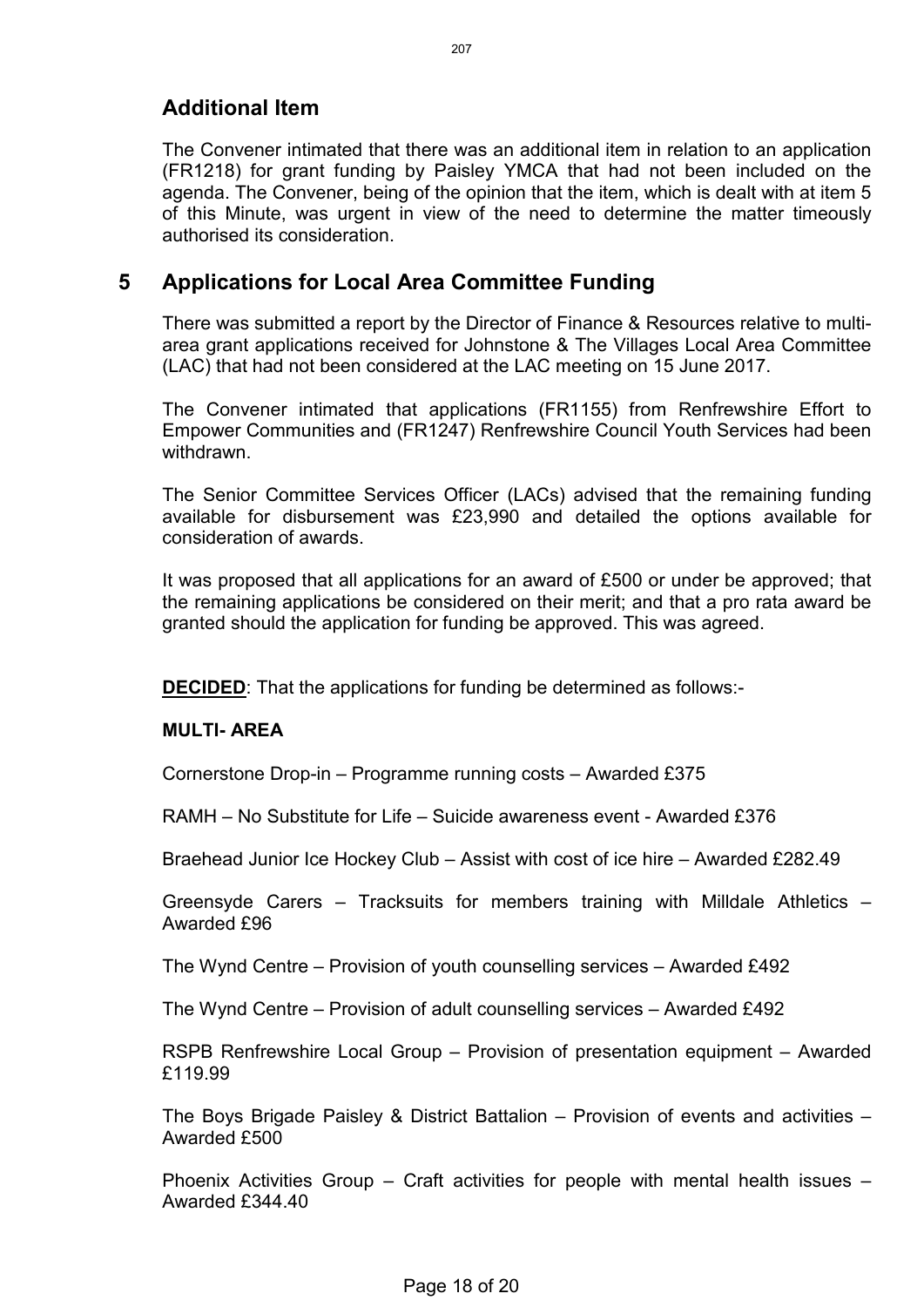## Additional Item

The Convener intimated that there was an additional item in relation to an application (FR1218) for grant funding by Paisley YMCA that had not been included on the agenda. The Convener, being of the opinion that the item, which is dealt with at item 5 of this Minute, was urgent in view of the need to determine the matter timeously authorised its consideration.

## 5 Applications for Local Area Committee Funding

There was submitted a report by the Director of Finance & Resources relative to multi-area grant applications received for Johnstone & The Villages Local Area Committee (LAC) that had not been considered at the LAC meeting on 15 June 2017.

The Convener intimated that applications (FR1155) from Renfrewshire Effort to Empower Communities and (FR1247) Renfrewshire Council Youth Services had been withdrawn.

The Senior Committee Services Officer (LACs) advised that the remaining funding available for disbursement was £23,990 and detailed the options available for consideration of awards.

It was proposed that all applications for an award of £500 or under be approved; that the remaining applications be considered on their merit; and that a pro rata award be granted should the application for funding be approved. This was agreed.

**DECIDED**: That the applications for funding be determined as follows:-

**MULTI- AREA**

Cornerstone Drop-in – Programme running costs – Awarded £375

RAMH – No Substitute for Life – Suicide awareness event - Awarded £376

Braehead Junior Ice Hockey Club – Assist with cost of ice hire – Awarded £282.49

Greensyde Carers – Tracksuits for members training with Milldale Athletics – Awarded £96

The Wynd Centre – Provision of youth counselling services – Awarded £492

The Wynd Centre – Provision of adult counselling services – Awarded £492

RSPB Renfrewshire Local Group – Provision of presentation equipment – Awarded £119.99

The Boys Brigade Paisley & District Battalion – Provision of events and activities – Awarded £500

Phoenix Activities Group – Craft activities for people with mental health issues – Awarded £344.40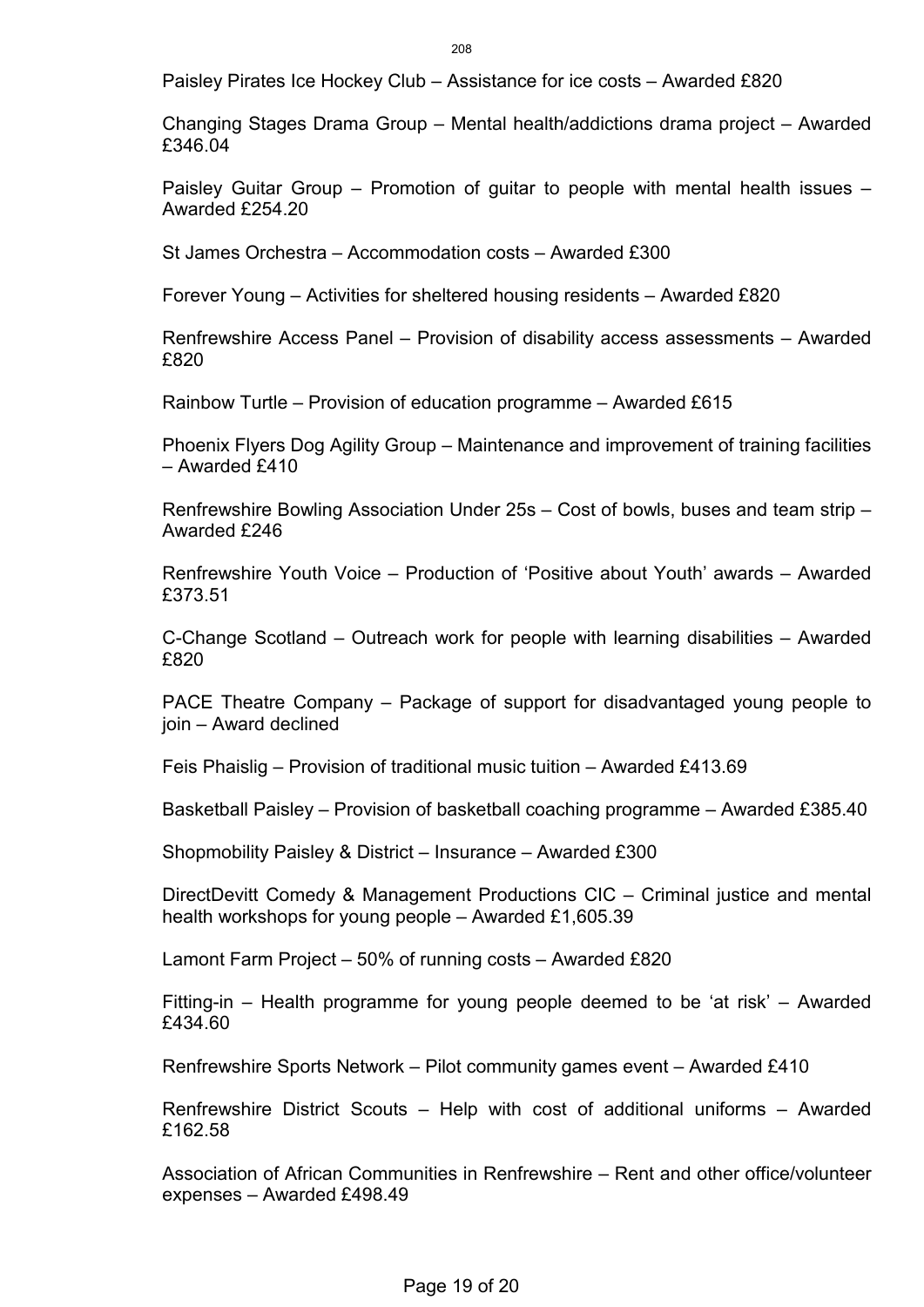Paisley Pirates Ice Hockey Club – Assistance for ice costs – Awarded £820

Changing Stages Drama Group – Mental health/addictions drama project – Awarded £346.04

Paisley Guitar Group – Promotion of guitar to people with mental health issues – Awarded £254.20

St James Orchestra – Accommodation costs – Awarded £300

Forever Young – Activities for sheltered housing residents – Awarded £820

Renfrewshire Access Panel – Provision of disability access assessments – Awarded £820

Rainbow Turtle – Provision of education programme – Awarded £615

Phoenix Flyers Dog Agility Group – Maintenance and improvement of training facilities – Awarded £410

Renfrewshire Bowling Association Under 25s – Cost of bowls, buses and team strip – Awarded £246

Renfrewshire Youth Voice – Production of 'Positive about Youth' awards – Awarded £373.51

C-Change Scotland – Outreach work for people with learning disabilities – Awarded £820

PACE Theatre Company – Package of support for disadvantaged young people to join – Award declined

Feis Phaislig – Provision of traditional music tuition – Awarded £413.69

Basketball Paisley – Provision of basketball coaching programme – Awarded £385.40

Shopmobility Paisley & District – Insurance – Awarded £300

DirectDevitt Comedy & Management Productions CIC – Criminal justice and mental health workshops for young people – Awarded £1,605.39

Lamont Farm Project – 50% of running costs – Awarded £820

Fitting-in – Health programme for young people deemed to be 'at risk' – Awarded £434.60

Renfrewshire Sports Network – Pilot community games event – Awarded £410

Renfrewshire District Scouts – Help with cost of additional uniforms – Awarded £162.58

Association of African Communities in Renfrewshire – Rent and other office/volunteer expenses – Awarded £498.49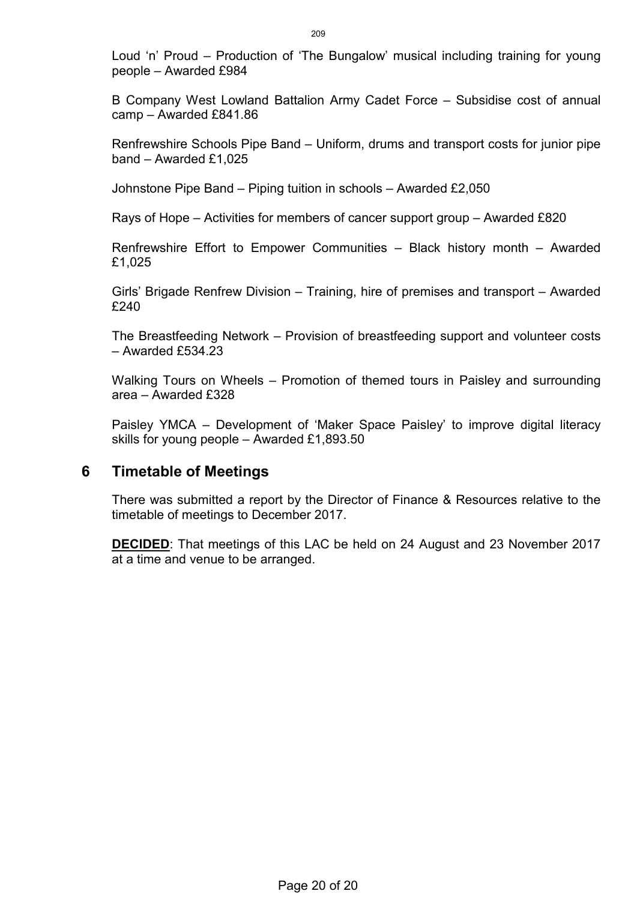Loud 'n' Proud – Production of 'The Bungalow' musical including training for young people – Awarded £984

B Company West Lowland Battalion Army Cadet Force – Subsidise cost of annual camp – Awarded £841.86

Renfrewshire Schools Pipe Band – Uniform, drums and transport costs for junior pipe band – Awarded £1,025

Johnstone Pipe Band – Piping tuition in schools – Awarded £2,050

Rays of Hope – Activities for members of cancer support group – Awarded £820

Renfrewshire Effort to Empower Communities – Black history month – Awarded £1,025

Girls' Brigade Renfrew Division – Training, hire of premises and transport – Awarded £240

The Breastfeeding Network – Provision of breastfeeding support and volunteer costs – Awarded £534.23

Walking Tours on Wheels – Promotion of themed tours in Paisley and surrounding area – Awarded £328

Paisley YMCA – Development of 'Maker Space Paisley' to improve digital literacy skills for young people – Awarded £1,893.50

## 6 Timetable of Meetings

There was submitted a report by the Director of Finance & Resources relative to the timetable of meetings to December 2017.

**DECIDED**: That meetings of this LAC be held on 24 August and 23 November 2017 at a time and venue to be arranged.